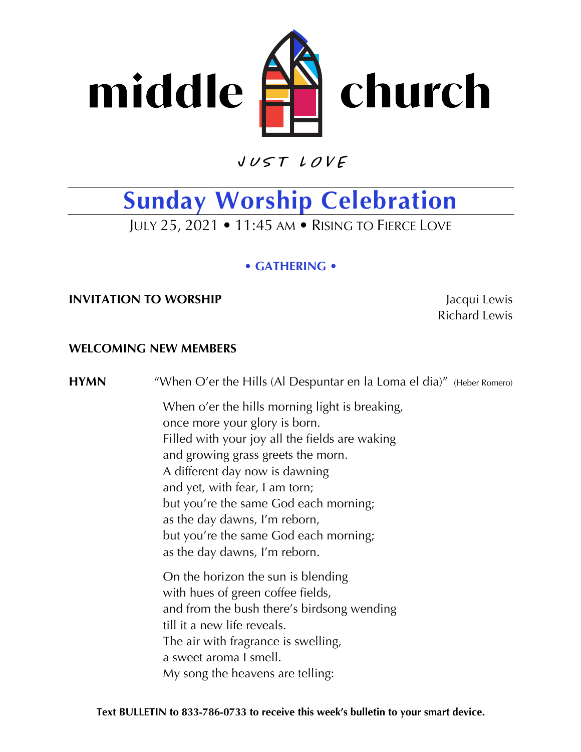# middle church

JUST LOVE

## Sunday Worship Celebration

JULY 25, 2021 • 11:45 AM • RISING TO FIERCE LOVE

### • GATHERING •

**INVITATION TO WORSHIP** Jacqui Lewis
Richard Lewis

**WELCOMING NEW MEMBERS**

**HYMN** "When O'er the Hills (Al Despuntar en la Loma el dia)" (Heber Romero)

When o'er the hills morning light is breaking,
once more your glory is born.
Filled with your joy all the fields are waking
and growing grass greets the morn.
A different day now is dawning
and yet, with fear, I am torn;
but you're the same God each morning;
as the day dawns, I'm reborn,
but you're the same God each morning;
as the day dawns, I'm reborn.

On the horizon the sun is blending
with hues of green coffee fields,
and from the bush there's birdsong wending
till it a new life reveals.
The air with fragrance is swelling,
a sweet aroma I smell.
My song the heavens are telling:

**Text BULLETIN to 833-786-0733 to receive this week's bulletin to your smart device.**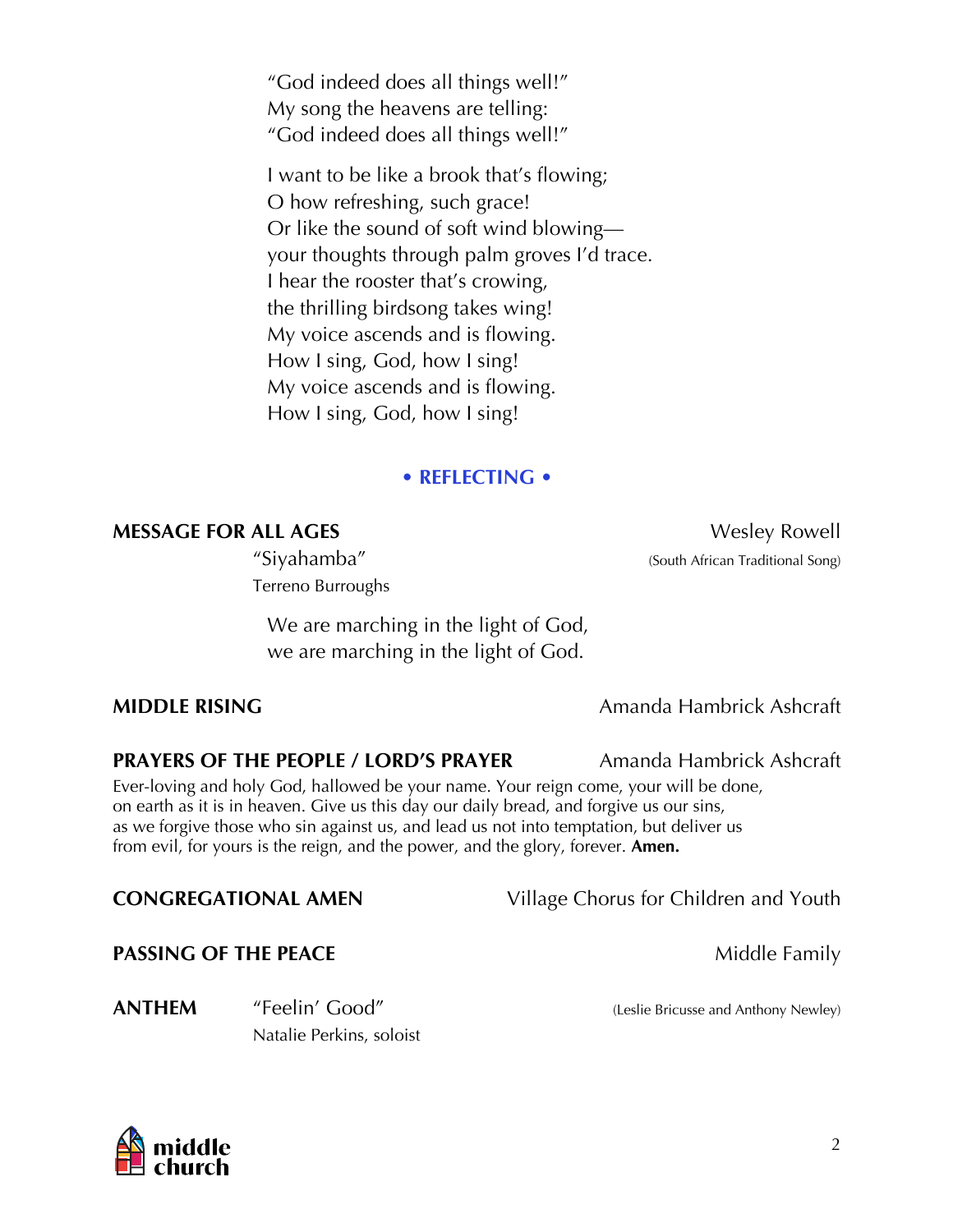"God indeed does all things well!"
My song the heavens are telling:
"God indeed does all things well!"

I want to be like a brook that's flowing;
O how refreshing, such grace!
Or like the sound of soft wind blowing—
your thoughts through palm groves I'd trace.
I hear the rooster that's crowing,
the thrilling birdsong takes wing!
My voice ascends and is flowing.
How I sing, God, how I sing!
My voice ascends and is flowing.
How I sing, God, how I sing!

## • REFLECTING •

**MESSAGE FOR ALL AGES** — Wesley Rowell

"Siyahamba" (South African Traditional Song)
Terreno Burroughs

We are marching in the light of God,
we are marching in the light of God.

**MIDDLE RISING** — Amanda Hambrick Ashcraft

**PRAYERS OF THE PEOPLE / LORD'S PRAYER** — Amanda Hambrick Ashcraft

Ever-loving and holy God, hallowed be your name. Your reign come, your will be done, on earth as it is in heaven. Give us this day our daily bread, and forgive us our sins, as we forgive those who sin against us, and lead us not into temptation, but deliver us from evil, for yours is the reign, and the power, and the glory, forever. **Amen.**

**CONGREGATIONAL AMEN** — Village Chorus for Children and Youth

**PASSING OF THE PEACE** — Middle Family

**ANTHEM** "Feelin' Good" (Leslie Bricusse and Anthony Newley)
Natalie Perkins, soloist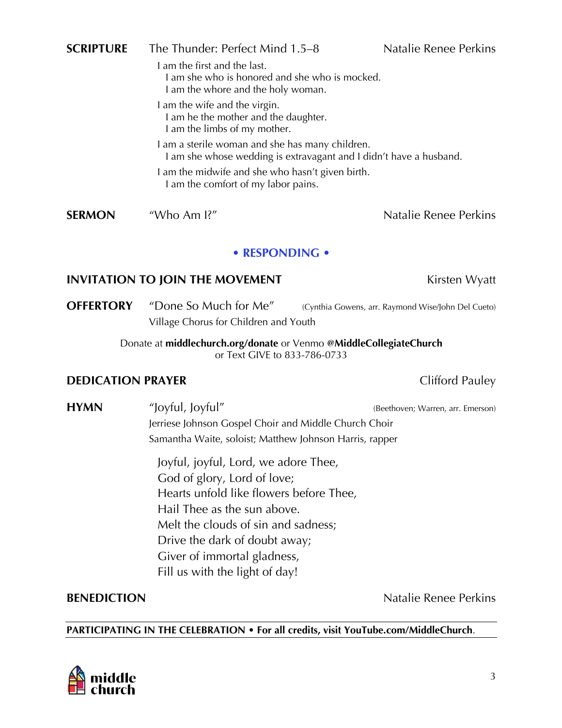**SCRIPTURE** The Thunder: Perfect Mind 1.5–8 Natalie Renee Perkins

I am the first and the last.
  I am she who is honored and she who is mocked.
  I am the whore and the holy woman.

I am the wife and the virgin.
  I am he the mother and the daughter.
  I am the limbs of my mother.

I am a sterile woman and she has many children.
  I am she whose wedding is extravagant and I didn't have a husband.

I am the midwife and she who hasn't given birth.
  I am the comfort of my labor pains.

**SERMON** "Who Am I?" Natalie Renee Perkins

## • RESPONDING •

**INVITATION TO JOIN THE MOVEMENT** Kirsten Wyatt

**OFFERTORY** "Done So Much for Me" (Cynthia Gowens, arr. Raymond Wise/John Del Cueto)
Village Chorus for Children and Youth

Donate at **middlechurch.org/donate** or Venmo **@MiddleCollegiateChurch**
or Text GIVE to 833-786-0733

**DEDICATION PRAYER** Clifford Pauley

**HYMN** "Joyful, Joyful" (Beethoven; Warren, arr. Emerson)
Jerriese Johnson Gospel Choir and Middle Church Choir
Samantha Waite, soloist; Matthew Johnson Harris, rapper

Joyful, joyful, Lord, we adore Thee,
God of glory, Lord of love;
Hearts unfold like flowers before Thee,
Hail Thee as the sun above.
Melt the clouds of sin and sadness;
Drive the dark of doubt away;
Giver of immortal gladness,
Fill us with the light of day!

**BENEDICTION** Natalie Renee Perkins

**PARTICIPATING IN THE CELEBRATION • For all credits, visit YouTube.com/MiddleChurch**.

middle church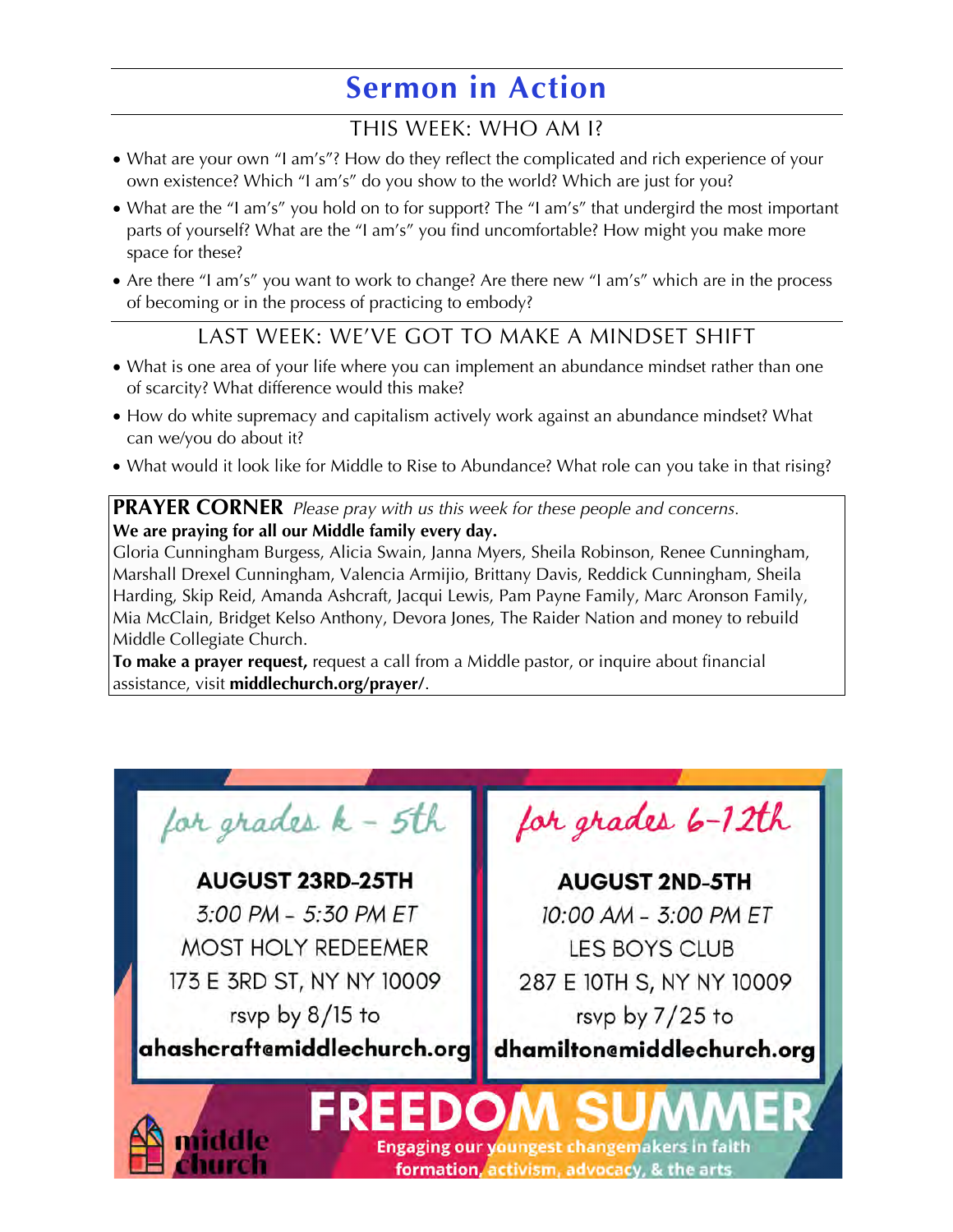# Sermon in Action

## THIS WEEK: WHO AM I?

- What are your own "I am's"? How do they reflect the complicated and rich experience of your own existence? Which "I am's" do you show to the world? Which are just for you?
- What are the "I am's" you hold on to for support? The "I am's" that undergird the most important parts of yourself? What are the "I am's" you find uncomfortable? How might you make more space for these?
- Are there "I am's" you want to work to change? Are there new "I am's" which are in the process of becoming or in the process of practicing to embody?

## LAST WEEK: WE'VE GOT TO MAKE A MINDSET SHIFT

- What is one area of your life where you can implement an abundance mindset rather than one of scarcity? What difference would this make?
- How do white supremacy and capitalism actively work against an abundance mindset? What can we/you do about it?
- What would it look like for Middle to Rise to Abundance? What role can you take in that rising?

**PRAYER CORNER** *Please pray with us this week for these people and concerns.*

**We are praying for all our Middle family every day.**

Gloria Cunningham Burgess, Alicia Swain, Janna Myers, Sheila Robinson, Renee Cunningham, Marshall Drexel Cunningham, Valencia Armijio, Brittany Davis, Reddick Cunningham, Sheila Harding, Skip Reid, Amanda Ashcraft, Jacqui Lewis, Pam Payne Family, Marc Aronson Family, Mia McClain, Bridget Kelso Anthony, Devora Jones, The Raider Nation and money to rebuild Middle Collegiate Church.

**To make a prayer request,** request a call from a Middle pastor, or inquire about financial assistance, visit **middlechurch.org/prayer/**.

*for grades k - 5th*

**AUGUST 23RD-25TH**
*3:00 PM - 5:30 PM ET*
MOST HOLY REDEEMER
173 E 3RD ST, NY NY 10009
rsvp by 8/15 to
**ahashcraft@middlechurch.org**

*for grades 6-12th*

**AUGUST 2ND-5TH**
*10:00 AM - 3:00 PM ET*
LES BOYS CLUB
287 E 10TH S, NY NY 10009
rsvp by 7/25 to
**dhamilton@middlechurch.org**

middle church

**FREEDOM SUMMER**

Engaging our youngest changemakers in faith formation, activism, advocacy, & the arts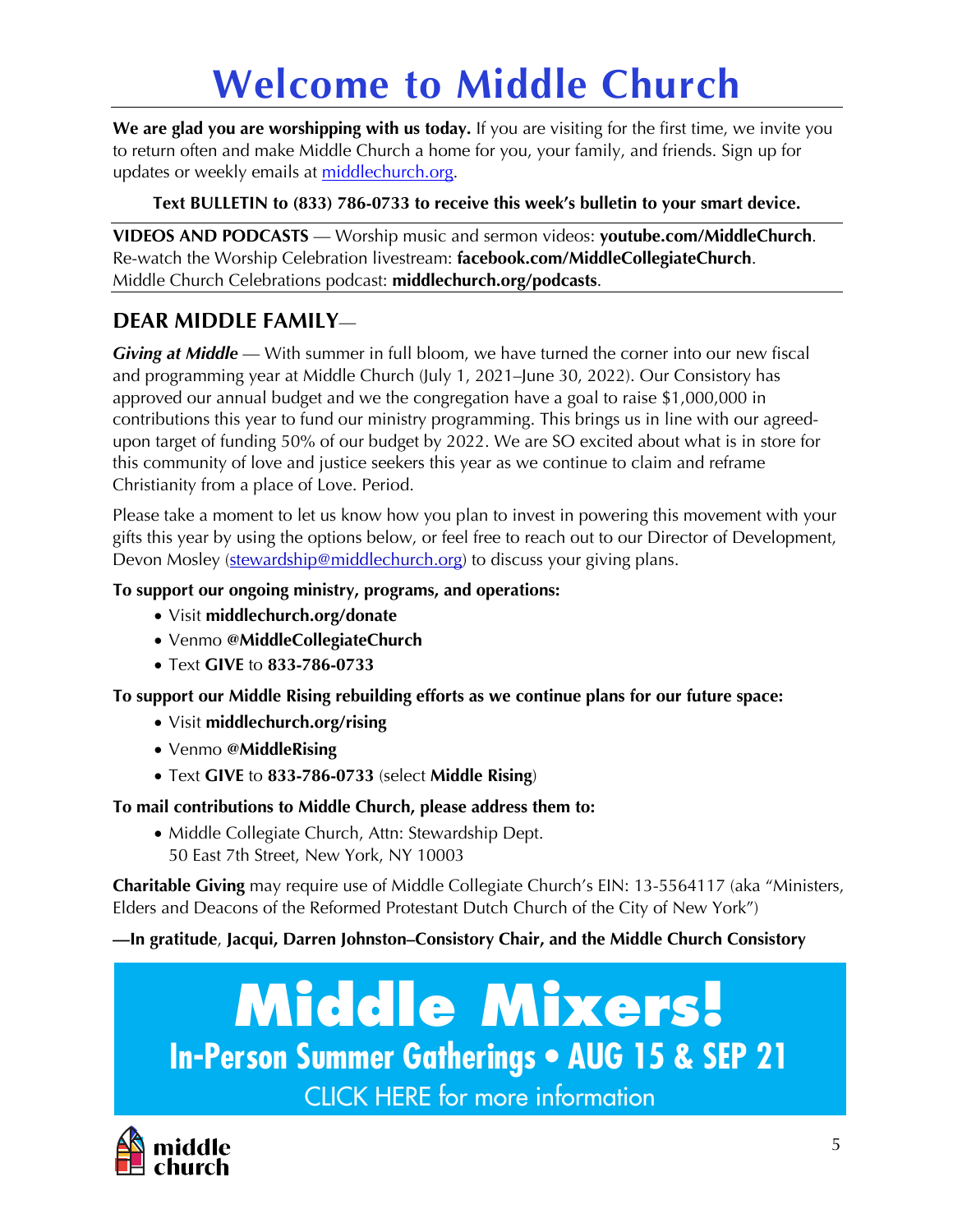# Welcome to Middle Church

**We are glad you are worshipping with us today.** If you are visiting for the first time, we invite you to return often and make Middle Church a home for you, your family, and friends. Sign up for updates or weekly emails at middlechurch.org.

**Text BULLETIN to (833) 786-0733 to receive this week's bulletin to your smart device.**

**VIDEOS AND PODCASTS** — Worship music and sermon videos: **youtube.com/MiddleChurch**. Re-watch the Worship Celebration livestream: **facebook.com/MiddleCollegiateChurch**. Middle Church Celebrations podcast: **middlechurch.org/podcasts**.

## DEAR MIDDLE FAMILY—

***Giving at Middle*** — With summer in full bloom, we have turned the corner into our new fiscal and programming year at Middle Church (July 1, 2021–June 30, 2022). Our Consistory has approved our annual budget and we the congregation have a goal to raise $1,000,000 in contributions this year to fund our ministry programming. This brings us in line with our agreed-upon target of funding 50% of our budget by 2022. We are SO excited about what is in store for this community of love and justice seekers this year as we continue to claim and reframe Christianity from a place of Love. Period.

Please take a moment to let us know how you plan to invest in powering this movement with your gifts this year by using the options below, or feel free to reach out to our Director of Development, Devon Mosley (stewardship@middlechurch.org) to discuss your giving plans.

**To support our ongoing ministry, programs, and operations:**

- Visit **middlechurch.org/donate**
- Venmo **@MiddleCollegiateChurch**
- Text **GIVE** to **833-786-0733**

**To support our Middle Rising rebuilding efforts as we continue plans for our future space:**

- Visit **middlechurch.org/rising**
- Venmo **@MiddleRising**
- Text **GIVE** to **833-786-0733** (select **Middle Rising**)

**To mail contributions to Middle Church, please address them to:**

- Middle Collegiate Church, Attn: Stewardship Dept.
  50 East 7th Street, New York, NY 10003

**Charitable Giving** may require use of Middle Collegiate Church's EIN: 13-5564117 (aka "Ministers, Elders and Deacons of the Reformed Protestant Dutch Church of the City of New York")

**—In gratitude**, **Jacqui, Darren Johnston–Consistory Chair, and the Middle Church Consistory**

# Middle Mixers!

**In-Person Summer Gatherings • AUG 15 & SEP 21**

CLICK HERE for more information

middle church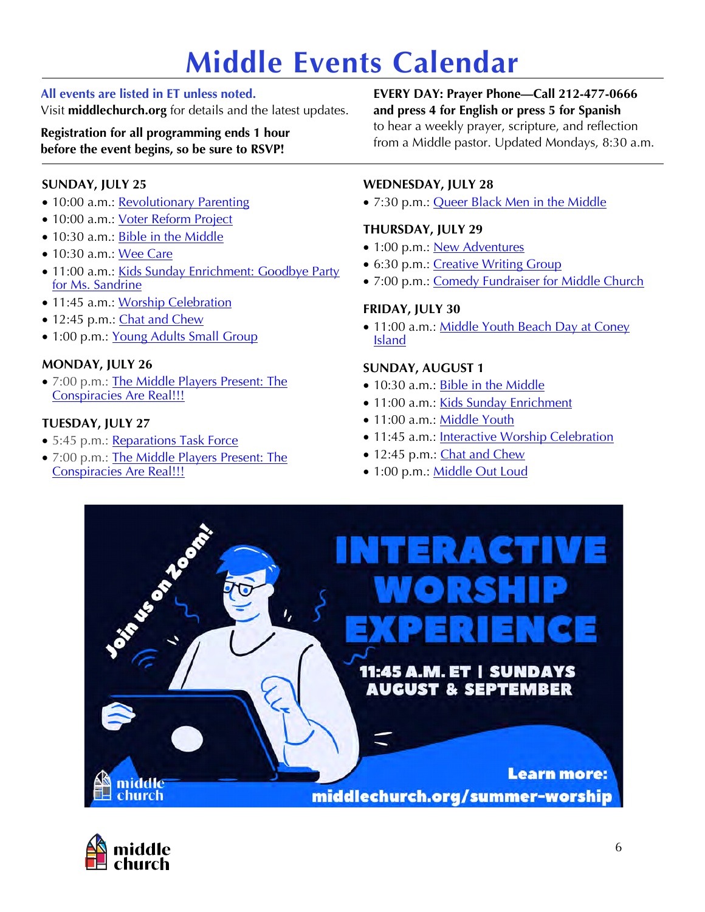# Middle Events Calendar

**All events are listed in ET unless noted.**
Visit **middlechurch.org** for details and the latest updates.

**Registration for all programming ends 1 hour before the event begins, so be sure to RSVP!**

**EVERY DAY: Prayer Phone—Call 212-477-0666 and press 4 for English or press 5 for Spanish** to hear a weekly prayer, scripture, and reflection from a Middle pastor. Updated Mondays, 8:30 a.m.

### SUNDAY, JULY 25

- 10:00 a.m.: Revolutionary Parenting
- 10:00 a.m.: Voter Reform Project
- 10:30 a.m.: Bible in the Middle
- 10:30 a.m.: Wee Care
- 11:00 a.m.: Kids Sunday Enrichment: Goodbye Party for Ms. Sandrine
- 11:45 a.m.: Worship Celebration
- 12:45 p.m.: Chat and Chew
- 1:00 p.m.: Young Adults Small Group

### MONDAY, JULY 26

- 7:00 p.m.: The Middle Players Present: The Conspiracies Are Real!!!

### TUESDAY, JULY 27

- 5:45 p.m.: Reparations Task Force
- 7:00 p.m.: The Middle Players Present: The Conspiracies Are Real!!!

### WEDNESDAY, JULY 28

- 7:30 p.m.: Queer Black Men in the Middle

### THURSDAY, JULY 29

- 1:00 p.m.: New Adventures
- 6:30 p.m.: Creative Writing Group
- 7:00 p.m.: Comedy Fundraiser for Middle Church

### FRIDAY, JULY 30

- 11:00 a.m.: Middle Youth Beach Day at Coney Island

### SUNDAY, AUGUST 1

- 10:30 a.m.: Bible in the Middle
- 11:00 a.m.: Kids Sunday Enrichment
- 11:00 a.m.: Middle Youth
- 11:45 a.m.: Interactive Worship Celebration
- 12:45 p.m.: Chat and Chew
- 1:00 p.m.: Middle Out Loud

Join us on Zoom!

INTERACTIVE WORSHIP EXPERIENCE

11:45 A.M. ET | SUNDAYS
AUGUST & SEPTEMBER

Learn more:
middlechurch.org/summer-worship

middle church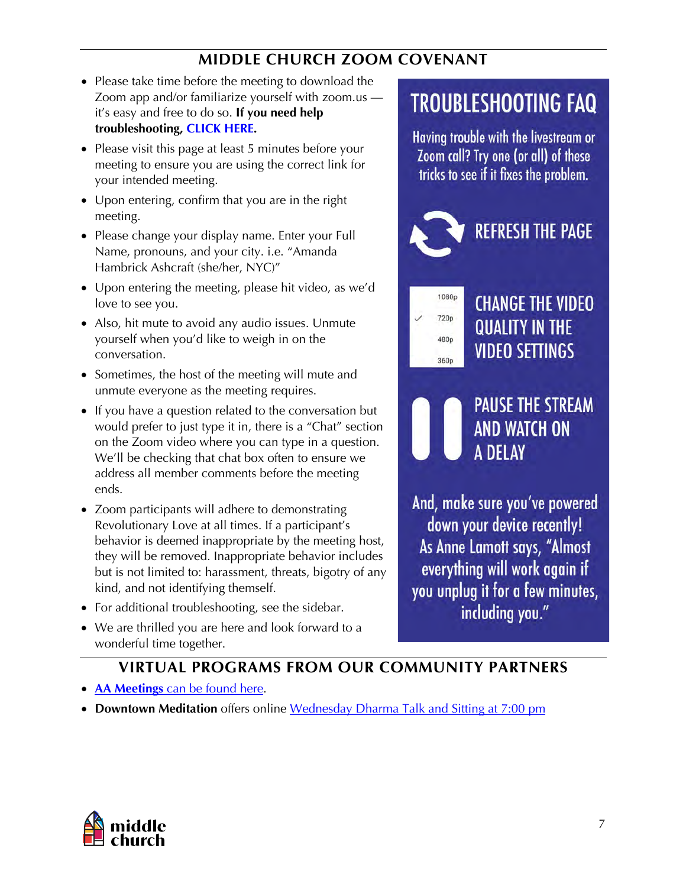## MIDDLE CHURCH ZOOM COVENANT

- Please take time before the meeting to download the Zoom app and/or familiarize yourself with zoom.us — it's easy and free to do so. **If you need help troubleshooting, CLICK HERE.**
- Please visit this page at least 5 minutes before your meeting to ensure you are using the correct link for your intended meeting.
- Upon entering, confirm that you are in the right meeting.
- Please change your display name. Enter your Full Name, pronouns, and your city. i.e. "Amanda Hambrick Ashcraft (she/her, NYC)"
- Upon entering the meeting, please hit video, as we'd love to see you.
- Also, hit mute to avoid any audio issues. Unmute yourself when you'd like to weigh in on the conversation.
- Sometimes, the host of the meeting will mute and unmute everyone as the meeting requires.
- If you have a question related to the conversation but would prefer to just type it in, there is a "Chat" section on the Zoom video where you can type in a question. We'll be checking that chat box often to ensure we address all member comments before the meeting ends.
- Zoom participants will adhere to demonstrating Revolutionary Love at all times. If a participant's behavior is deemed inappropriate by the meeting host, they will be removed. Inappropriate behavior includes but is not limited to: harassment, threats, bigotry of any kind, and not identifying themself.
- For additional troubleshooting, see the sidebar.
- We are thrilled you are here and look forward to a wonderful time together.

### TROUBLESHOOTING FAQ

Having trouble with the livestream or Zoom call? Try one (or all) of these tricks to see if it fixes the problem.

REFRESH THE PAGE

1080p
720p
480p
360p

CHANGE THE VIDEO QUALITY IN THE VIDEO SETTINGS

PAUSE THE STREAM AND WATCH ON A DELAY

And, make sure you've powered down your device recently! As Anne Lamott says, "Almost everything will work again if you unplug it for a few minutes, including you."

## VIRTUAL PROGRAMS FROM OUR COMMUNITY PARTNERS

- **AA Meetings** can be found here.
- **Downtown Meditation** offers online Wednesday Dharma Talk and Sitting at 7:00 pm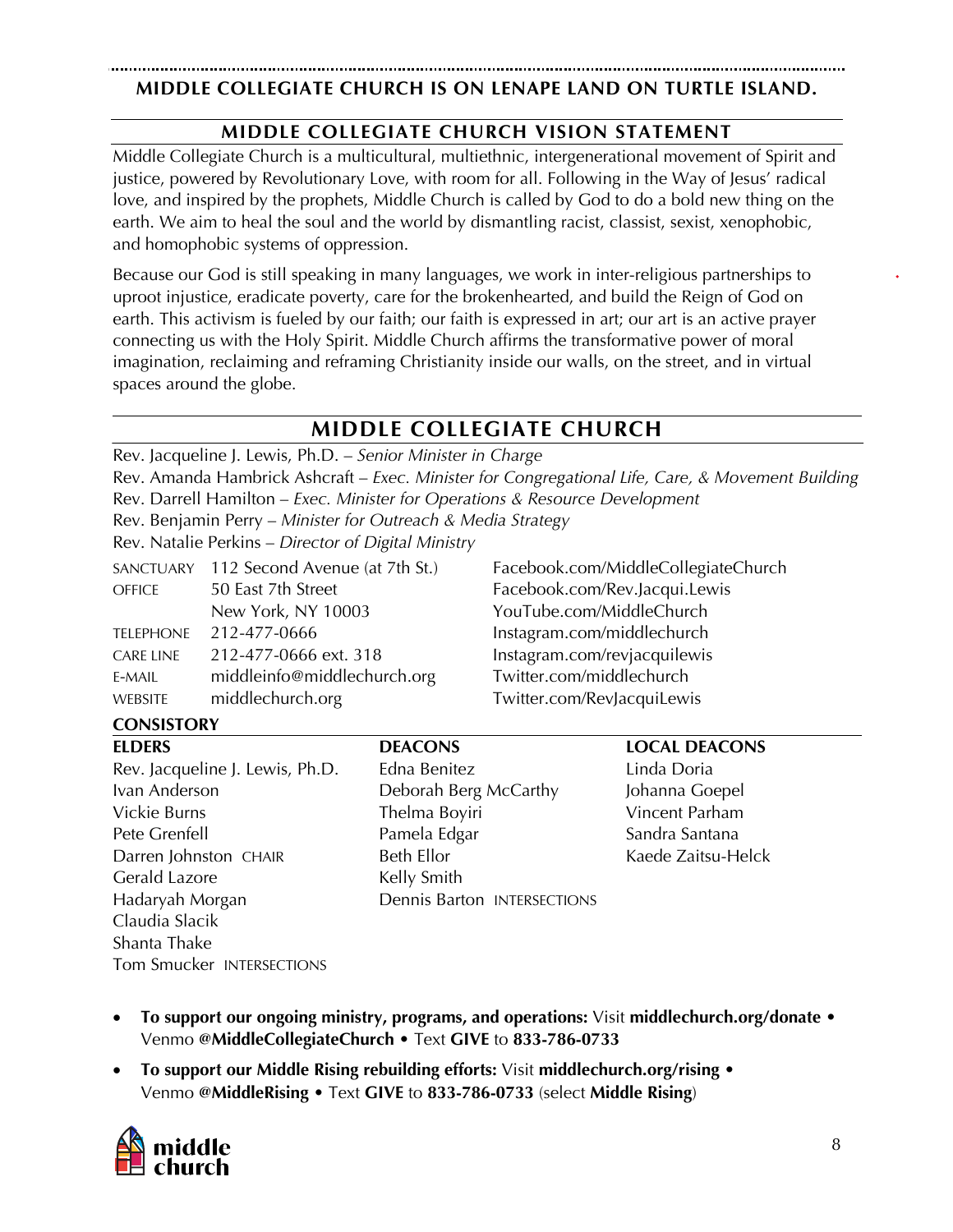**MIDDLE COLLEGIATE CHURCH IS ON LENAPE LAND ON TURTLE ISLAND.**

## MIDDLE COLLEGIATE CHURCH VISION STATEMENT

Middle Collegiate Church is a multicultural, multiethnic, intergenerational movement of Spirit and justice, powered by Revolutionary Love, with room for all. Following in the Way of Jesus' radical love, and inspired by the prophets, Middle Church is called by God to do a bold new thing on the earth. We aim to heal the soul and the world by dismantling racist, classist, sexist, xenophobic, and homophobic systems of oppression.

Because our God is still speaking in many languages, we work in inter-religious partnerships to uproot injustice, eradicate poverty, care for the brokenhearted, and build the Reign of God on earth. This activism is fueled by our faith; our faith is expressed in art; our art is an active prayer connecting us with the Holy Spirit. Middle Church affirms the transformative power of moral imagination, reclaiming and reframing Christianity inside our walls, on the street, and in virtual spaces around the globe.

## MIDDLE COLLEGIATE CHURCH

Rev. Jacqueline J. Lewis, Ph.D. – *Senior Minister in Charge*
Rev. Amanda Hambrick Ashcraft – *Exec. Minister for Congregational Life, Care, & Movement Building*
Rev. Darrell Hamilton – *Exec. Minister for Operations & Resource Development*
Rev. Benjamin Perry – *Minister for Outreach & Media Strategy*
Rev. Natalie Perkins – *Director of Digital Ministry*

| | | |
|---|---|---|
| SANCTUARY | 112 Second Avenue (at 7th St.) | Facebook.com/MiddleCollegiateChurch |
| OFFICE | 50 East 7th Street | Facebook.com/Rev.Jacqui.Lewis |
| | New York, NY 10003 | YouTube.com/MiddleChurch |
| TELEPHONE | 212-477-0666 | Instagram.com/middlechurch |
| CARE LINE | 212-477-0666 ext. 318 | Instagram.com/revjacquilewis |
| E-MAIL | middleinfo@middlechurch.org | Twitter.com/middlechurch |
| WEBSITE | middlechurch.org | Twitter.com/RevJacquiLewis |

**CONSISTORY**

| ELDERS | DEACONS | LOCAL DEACONS |
|---|---|---|
| Rev. Jacqueline J. Lewis, Ph.D. | Edna Benitez | Linda Doria |
| Ivan Anderson | Deborah Berg McCarthy | Johanna Goepel |
| Vickie Burns | Thelma Boyiri | Vincent Parham |
| Pete Grenfell | Pamela Edgar | Sandra Santana |
| Darren Johnston CHAIR | Beth Ellor | Kaede Zaitsu-Helck |
| Gerald Lazore | Kelly Smith | |
| Hadaryah Morgan | Dennis Barton INTERSECTIONS | |
| Claudia Slacik | | |
| Shanta Thake | | |
| Tom Smucker INTERSECTIONS | | |

- **To support our ongoing ministry, programs, and operations:** Visit **middlechurch.org/donate** • Venmo **@MiddleCollegiateChurch** • Text **GIVE** to **833-786-0733**
- **To support our Middle Rising rebuilding efforts:** Visit **middlechurch.org/rising** • Venmo **@MiddleRising** • Text **GIVE** to **833-786-0733** (select **Middle Rising**)

middle church